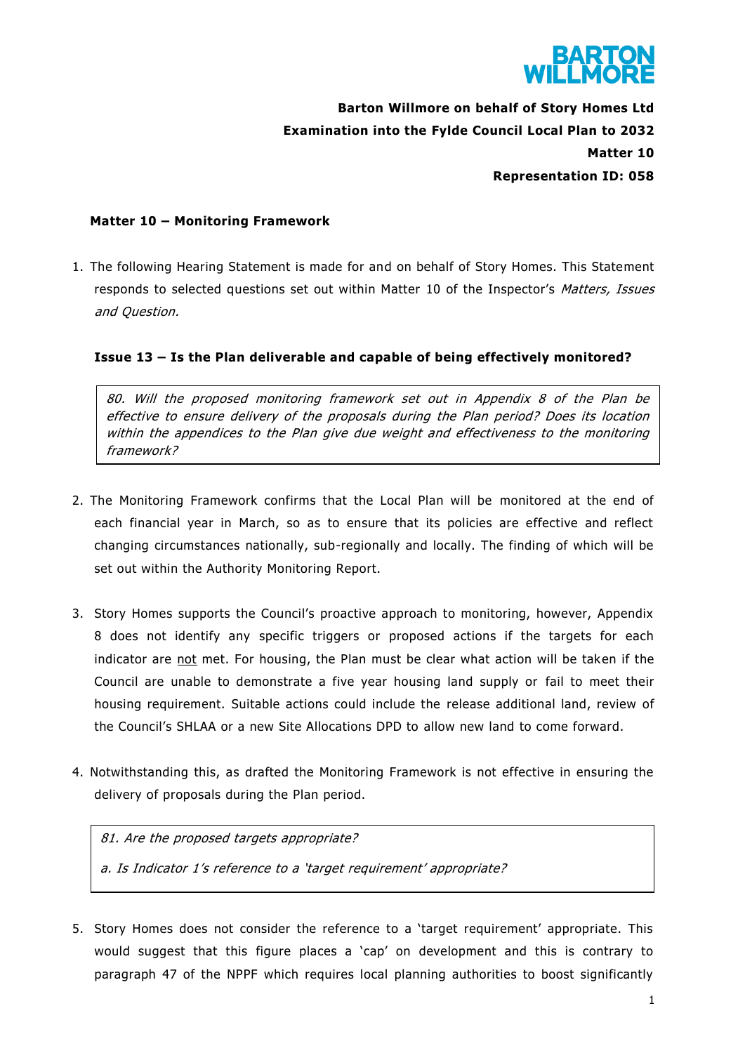**Barton Willmore on behalf of Story Homes Ltd**
**Examination into the Fylde Council Local Plan to 2032**
**Matter 10**
**Representation ID: 058**

## Matter 10 – Monitoring Framework

1. The following Hearing Statement is made for and on behalf of Story Homes. This Statement responds to selected questions set out within Matter 10 of the Inspector's *Matters, Issues and Question.*

### Issue 13 – Is the Plan deliverable and capable of being effectively monitored?

> *80. Will the proposed monitoring framework set out in Appendix 8 of the Plan be effective to ensure delivery of the proposals during the Plan period? Does its location within the appendices to the Plan give due weight and effectiveness to the monitoring framework?*

2. The Monitoring Framework confirms that the Local Plan will be monitored at the end of each financial year in March, so as to ensure that its policies are effective and reflect changing circumstances nationally, sub-regionally and locally. The finding of which will be set out within the Authority Monitoring Report.

3. Story Homes supports the Council's proactive approach to monitoring, however, Appendix 8 does not identify any specific triggers or proposed actions if the targets for each indicator are <u>not</u> met. For housing, the Plan must be clear what action will be taken if the Council are unable to demonstrate a five year housing land supply or fail to meet their housing requirement. Suitable actions could include the release additional land, review of the Council's SHLAA or a new Site Allocations DPD to allow new land to come forward.

4. Notwithstanding this, as drafted the Monitoring Framework is not effective in ensuring the delivery of proposals during the Plan period.

> *81. Are the proposed targets appropriate?*
>
> *a. Is Indicator 1's reference to a 'target requirement' appropriate?*

5. Story Homes does not consider the reference to a 'target requirement' appropriate. This would suggest that this figure places a 'cap' on development and this is contrary to paragraph 47 of the NPPF which requires local planning authorities to boost significantly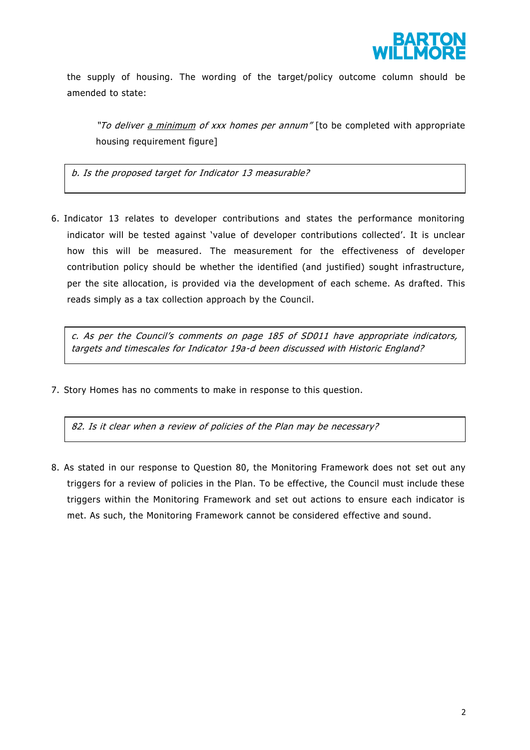the supply of housing. The wording of the target/policy outcome column should be amended to state:

> *"To deliver <u>a minimum</u> of xxx homes per annum"* [to be completed with appropriate housing requirement figure]

*b. Is the proposed target for Indicator 13 measurable?*

6. Indicator 13 relates to developer contributions and states the performance monitoring indicator will be tested against 'value of developer contributions collected'. It is unclear how this will be measured. The measurement for the effectiveness of developer contribution policy should be whether the identified (and justified) sought infrastructure, per the site allocation, is provided via the development of each scheme. As drafted. This reads simply as a tax collection approach by the Council.

*c. As per the Council's comments on page 185 of SD011 have appropriate indicators, targets and timescales for Indicator 19a-d been discussed with Historic England?*

7. Story Homes has no comments to make in response to this question.

*82. Is it clear when a review of policies of the Plan may be necessary?*

8. As stated in our response to Question 80, the Monitoring Framework does not set out any triggers for a review of policies in the Plan. To be effective, the Council must include these triggers within the Monitoring Framework and set out actions to ensure each indicator is met. As such, the Monitoring Framework cannot be considered effective and sound.